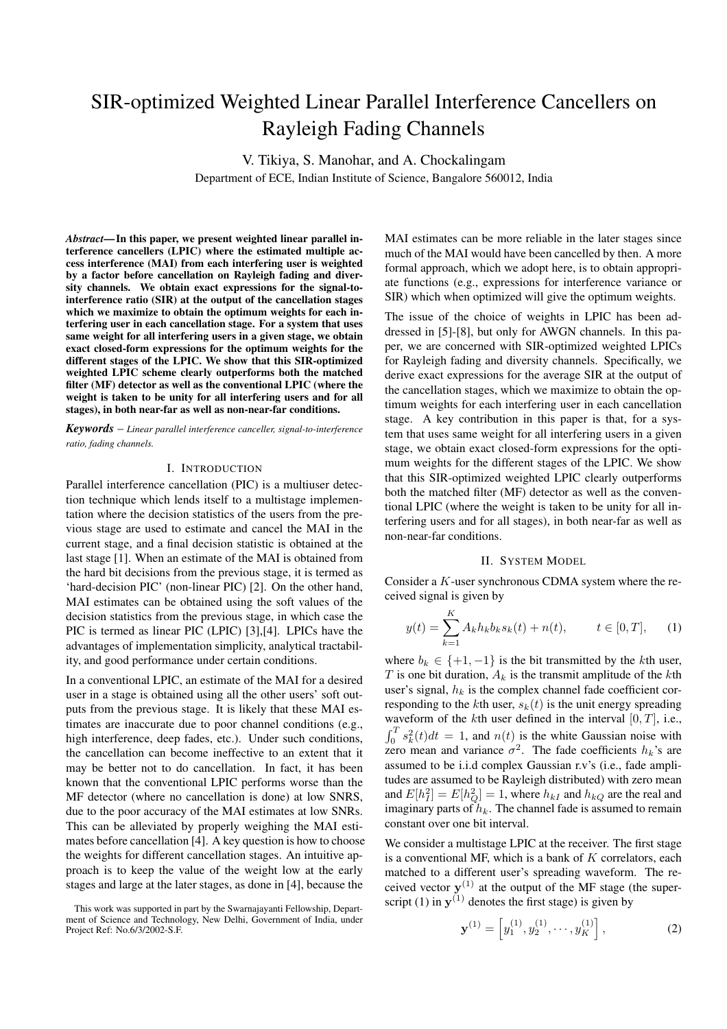# SIR-optimized Weighted Linear Parallel Interference Cancellers on Rayleigh Fading Channels

V. Tikiya, S. Manohar, and A. Chockalingam

Department of ECE, Indian Institute of Science, Bangalore 560012, India

***Abstract*— In this paper, we present weighted linear parallel interference cancellers (LPIC) where the estimated multiple access interference (MAI) from each interfering user is weighted by a factor before cancellation on Rayleigh fading and diversity channels. We obtain exact expressions for the signal-to-interference ratio (SIR) at the output of the cancellation stages which we maximize to obtain the optimum weights for each interfering user in each cancellation stage. For a system that uses same weight for all interfering users in a given stage, we obtain exact closed-form expressions for the optimum weights for the different stages of the LPIC. We show that this SIR-optimized weighted LPIC scheme clearly outperforms both the matched filter (MF) detector as well as the conventional LPIC (where the weight is taken to be unity for all interfering users and for all stages), in both near-far as well as non-near-far conditions.**

***Keywords*** – *Linear parallel interference canceller, signal-to-interference ratio, fading channels.*

## I. Introduction

Parallel interference cancellation (PIC) is a multiuser detection technique which lends itself to a multistage implementation where the decision statistics of the users from the previous stage are used to estimate and cancel the MAI in the current stage, and a final decision statistic is obtained at the last stage [1]. When an estimate of the MAI is obtained from the hard bit decisions from the previous stage, it is termed as 'hard-decision PIC' (non-linear PIC) [2]. On the other hand, MAI estimates can be obtained using the soft values of the decision statistics from the previous stage, in which case the PIC is termed as linear PIC (LPIC) [3],[4]. LPICs have the advantages of implementation simplicity, analytical tractability, and good performance under certain conditions.

In a conventional LPIC, an estimate of the MAI for a desired user in a stage is obtained using all the other users' soft outputs from the previous stage. It is likely that these MAI estimates are inaccurate due to poor channel conditions (e.g., high interference, deep fades, etc.). Under such conditions, the cancellation can become ineffective to an extent that it may be better not to do cancellation. In fact, it has been known that the conventional LPIC performs worse than the MF detector (where no cancellation is done) at low SNRS, due to the poor accuracy of the MAI estimates at low SNRs. This can be alleviated by properly weighing the MAI estimates before cancellation [4]. A key question is how to choose the weights for different cancellation stages. An intuitive approach is to keep the value of the weight low at the early stages and large at the later stages, as done in [4], because the MAI estimates can be more reliable in the later stages since much of the MAI would have been cancelled by then. A more formal approach, which we adopt here, is to obtain appropriate functions (e.g., expressions for interference variance or SIR) which when optimized will give the optimum weights.

The issue of the choice of weights in LPIC has been addressed in [5]-[8], but only for AWGN channels. In this paper, we are concerned with SIR-optimized weighted LPICs for Rayleigh fading and diversity channels. Specifically, we derive exact expressions for the average SIR at the output of the cancellation stages, which we maximize to obtain the optimum weights for each interfering user in each cancellation stage. A key contribution in this paper is that, for a system that uses same weight for all interfering users in a given stage, we obtain exact closed-form expressions for the optimum weights for the different stages of the LPIC. We show that this SIR-optimized weighted LPIC clearly outperforms both the matched filter (MF) detector as well as the conventional LPIC (where the weight is taken to be unity for all interfering users and for all stages), in both near-far as well as non-near-far conditions.

## II. System Model

Consider a $K$-user synchronous CDMA system where the received signal is given by

$$y(t) = \sum_{k=1}^{K} A_k h_k b_k s_k(t) + n(t), \qquad t \in [0, T], \qquad (1)$$

where $b_k \in \{+1, -1\}$ is the bit transmitted by the $k$th user, $T$ is one bit duration, $A_k$ is the transmit amplitude of the $k$th user's signal, $h_k$ is the complex channel fade coefficient corresponding to the $k$th user, $s_k(t)$ is the unit energy spreading waveform of the $k$th user defined in the interval $[0, T]$, i.e., $\int_0^T s_k^2(t)dt = 1$, and $n(t)$ is the white Gaussian noise with zero mean and variance $\sigma^2$. The fade coefficients $h_k$'s are assumed to be i.i.d complex Gaussian r.v's (i.e., fade amplitudes are assumed to be Rayleigh distributed) with zero mean and $E[h_I^2] = E[h_Q^2] = 1$, where $h_{kI}$ and $h_{kQ}$ are the real and imaginary parts of $h_k$. The channel fade is assumed to remain constant over one bit interval.

We consider a multistage LPIC at the receiver. The first stage is a conventional MF, which is a bank of $K$ correlators, each matched to a different user's spreading waveform. The received vector $\mathbf{y}^{(1)}$ at the output of the MF stage (the superscript (1) in $\mathbf{y}^{(1)}$ denotes the first stage) is given by

$$\mathbf{y}^{(1)} = \left[ y_1^{(1)}, y_2^{(1)}, \cdots, y_K^{(1)} \right], \qquad (2)$$

This work was supported in part by the Swarnajayanti Fellowship, Department of Science and Technology, New Delhi, Government of India, under Project Ref: No.6/3/2002-S.F.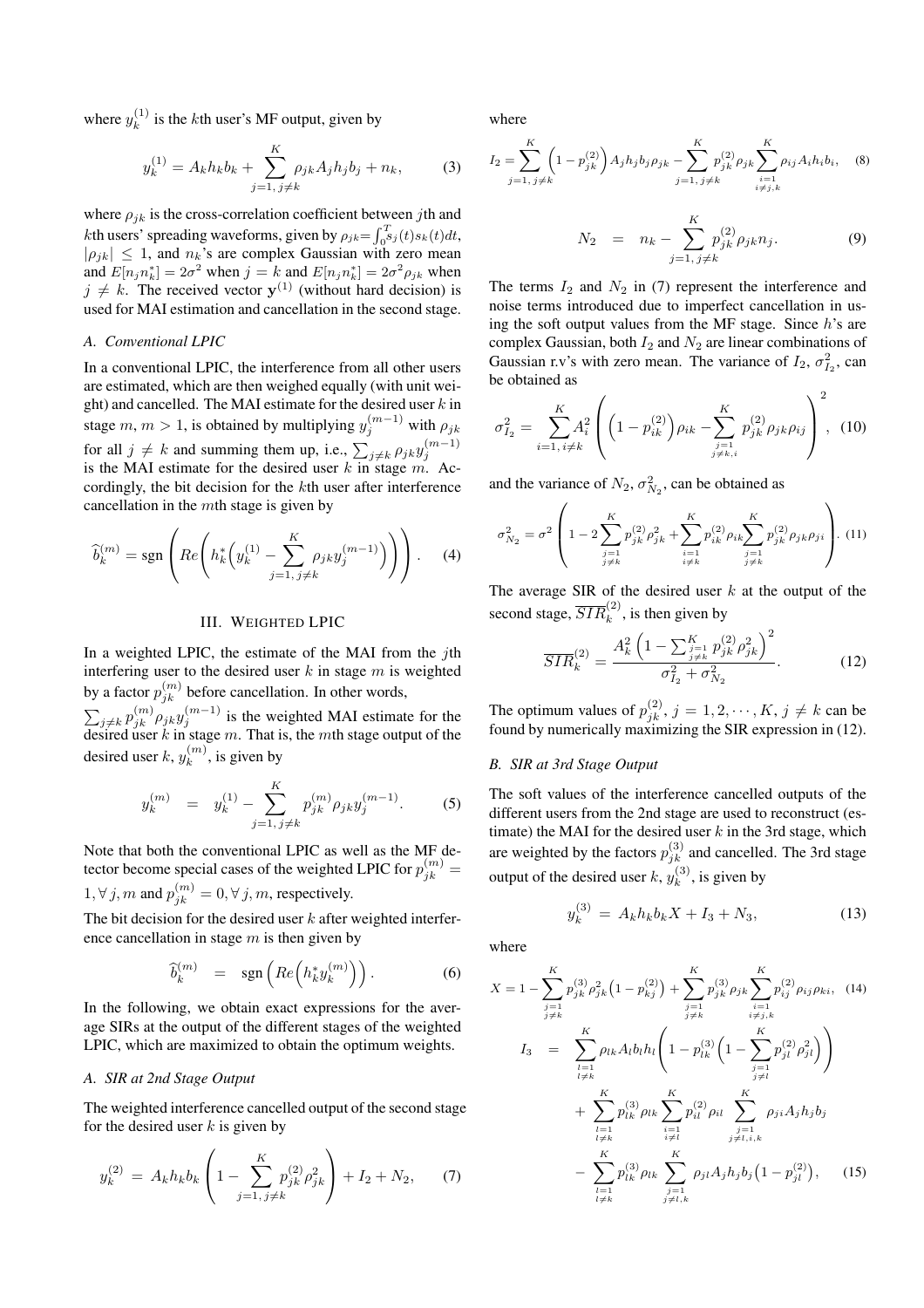where $y_k^{(1)}$ is the $k$th user's MF output, given by

$$y_k^{(1)} = A_k h_k b_k + \sum_{j=1,\, j\neq k}^{K} \rho_{jk} A_j h_j b_j + n_k, \tag{3}$$

where $\rho_{jk}$ is the cross-correlation coefficient between $j$th and $k$th users' spreading waveforms, given by $\rho_{jk}=\int_0^T s_j(t)s_k(t)dt$, $|\rho_{jk}| \leq 1$, and $n_k$'s are complex Gaussian with zero mean and $E[n_j n_k^*] = 2\sigma^2$ when $j = k$ and $E[n_j n_k^*] = 2\sigma^2 \rho_{jk}$ when $j \neq k$. The received vector $\mathbf{y}^{(1)}$ (without hard decision) is used for MAI estimation and cancellation in the second stage.

### A. Conventional LPIC

In a conventional LPIC, the interference from all other users are estimated, which are then weighed equally (with unit weight) and cancelled. The MAI estimate for the desired user $k$ in stage $m$, $m > 1$, is obtained by multiplying $y_j^{(m-1)}$ with $\rho_{jk}$ for all $j \neq k$ and summing them up, i.e., $\sum_{j\neq k} \rho_{jk} y_j^{(m-1)}$ is the MAI estimate for the desired user $k$ in stage $m$. Accordingly, the bit decision for the $k$th user after interference cancellation in the $m$th stage is given by

$$\widehat{b}_k^{(m)} = \text{sgn}\left( Re\left( h_k^* \left( y_k^{(1)} - \sum_{j=1,\, j\neq k}^{K} \rho_{jk} y_j^{(m-1)} \right)\right)\right). \tag{4}$$

## III. Weighted LPIC

In a weighted LPIC, the estimate of the MAI from the $j$th interfering user to the desired user $k$ in stage $m$ is weighted by a factor $p_{jk}^{(m)}$ before cancellation. In other words, $\sum_{j\neq k} p_{jk}^{(m)} \rho_{jk} y_j^{(m-1)}$ is the weighted MAI estimate for the desired user $k$ in stage $m$. That is, the $m$th stage output of the desired user $k$, $y_k^{(m)}$, is given by

$$y_k^{(m)} = y_k^{(1)} - \sum_{j=1,\, j\neq k}^{K} p_{jk}^{(m)} \rho_{jk} y_j^{(m-1)}. \tag{5}$$

Note that both the conventional LPIC as well as the MF detector become special cases of the weighted LPIC for $p_{jk}^{(m)} = 1, \forall\, j, m$ and $p_{jk}^{(m)} = 0, \forall\, j, m$, respectively.

The bit decision for the desired user $k$ after weighted interference cancellation in stage $m$ is then given by

$$\widehat{b}_k^{(m)} = \text{sgn}\left( Re\left( h_k^* y_k^{(m)} \right)\right). \tag{6}$$

In the following, we obtain exact expressions for the average SIRs at the output of the different stages of the weighted LPIC, which are maximized to obtain the optimum weights.

### A. SIR at 2nd Stage Output

The weighted interference cancelled output of the second stage for the desired user $k$ is given by

$$y_k^{(2)} = A_k h_k b_k \left( 1 - \sum_{j=1,\, j\neq k}^{K} p_{jk}^{(2)} \rho_{jk}^2 \right) + I_2 + N_2, \tag{7}$$

where

$$I_2 = \sum_{j=1,\, j\neq k}^{K} \left(1 - p_{jk}^{(2)}\right) A_j h_j b_j \rho_{jk} - \sum_{j=1,\, j\neq k}^{K} p_{jk}^{(2)} \rho_{jk} \sum_{\substack{i=1 \\ i\neq j,k}}^{K} \rho_{ij} A_i h_i b_i, \tag{8}$$

$$N_2 = n_k - \sum_{j=1,\, j\neq k}^{K} p_{jk}^{(2)} \rho_{jk} n_j. \tag{9}$$

The terms $I_2$ and $N_2$ in (7) represent the interference and noise terms introduced due to imperfect cancellation in using the soft output values from the MF stage. Since $h$'s are complex Gaussian, both $I_2$ and $N_2$ are linear combinations of Gaussian r.v's with zero mean. The variance of $I_2$, $\sigma_{I_2}^2$, can be obtained as

$$\sigma_{I_2}^2 = \sum_{i=1,\, i\neq k}^{K} A_i^2 \left( \left(1 - p_{ik}^{(2)}\right)\rho_{ik} - \sum_{\substack{j=1 \\ j\neq k,i}}^{K} p_{jk}^{(2)} \rho_{jk} \rho_{ij} \right)^2, \tag{10}$$

and the variance of $N_2$, $\sigma_{N_2}^2$, can be obtained as

$$\sigma_{N_2}^2 = \sigma^2 \left( 1 - 2\sum_{\substack{j=1 \\ j\neq k}}^{K} p_{jk}^{(2)} \rho_{jk}^2 + \sum_{\substack{i=1 \\ i\neq k}}^{K} p_{ik}^{(2)} \rho_{ik} \sum_{\substack{j=1 \\ j\neq k}}^{K} p_{jk}^{(2)} \rho_{jk} \rho_{ji} \right). \tag{11}$$

The average SIR of the desired user $k$ at the output of the second stage, $\overline{SIR}_k^{(2)}$, is then given by

$$\overline{SIR}_k^{(2)} = \frac{A_k^2 \left(1 - \sum_{\substack{j=1 \\ j\neq k}}^{K} p_{jk}^{(2)} \rho_{jk}^2\right)^2}{\sigma_{I_2}^2 + \sigma_{N_2}^2}. \tag{12}$$

The optimum values of $p_{jk}^{(2)}$, $j = 1, 2, \cdots, K$, $j \neq k$ can be found by numerically maximizing the SIR expression in (12).

### B. SIR at 3rd Stage Output

The soft values of the interference cancelled outputs of the different users from the 2nd stage are used to reconstruct (estimate) the MAI for the desired user $k$ in the 3rd stage, which are weighted by the factors $p_{jk}^{(3)}$ and cancelled. The 3rd stage output of the desired user $k$, $y_k^{(3)}$, is given by

$$y_k^{(3)} = A_k h_k b_k X + I_3 + N_3, \tag{13}$$

where

$$X = 1 - \sum_{\substack{j=1 \\ j\neq k}}^{K} p_{jk}^{(3)} \rho_{jk}^2 \left(1 - p_{kj}^{(2)}\right) + \sum_{\substack{j=1 \\ j\neq k}}^{K} p_{jk}^{(3)} \rho_{jk} \sum_{\substack{i=1 \\ i\neq j,k}}^{K} p_{ij}^{(2)} \rho_{ij} \rho_{ki}, \tag{14}$$

$$\begin{aligned} I_3 = & \sum_{\substack{l=1 \\ l\neq k}}^{K} \rho_{lk} A_l b_l h_l \left( 1 - p_{lk}^{(3)} \left( 1 - \sum_{\substack{j=1 \\ j\neq l}}^{K} p_{jl}^{(2)} \rho_{jl}^2 \right)\right) \\ & + \sum_{\substack{l=1 \\ l\neq k}}^{K} p_{lk}^{(3)} \rho_{lk} \sum_{\substack{i=1 \\ i\neq l}}^{K} p_{il}^{(2)} \rho_{il} \sum_{\substack{j=1 \\ j\neq l,i,k}}^{K} \rho_{ji} A_j h_j b_j \\ & - \sum_{\substack{l=1 \\ l\neq k}}^{K} p_{lk}^{(3)} \rho_{lk} \sum_{\substack{j=1 \\ j\neq l,k}}^{K} \rho_{jl} A_j h_j b_j \left(1 - p_{jl}^{(2)}\right), \end{aligned} \tag{15}$$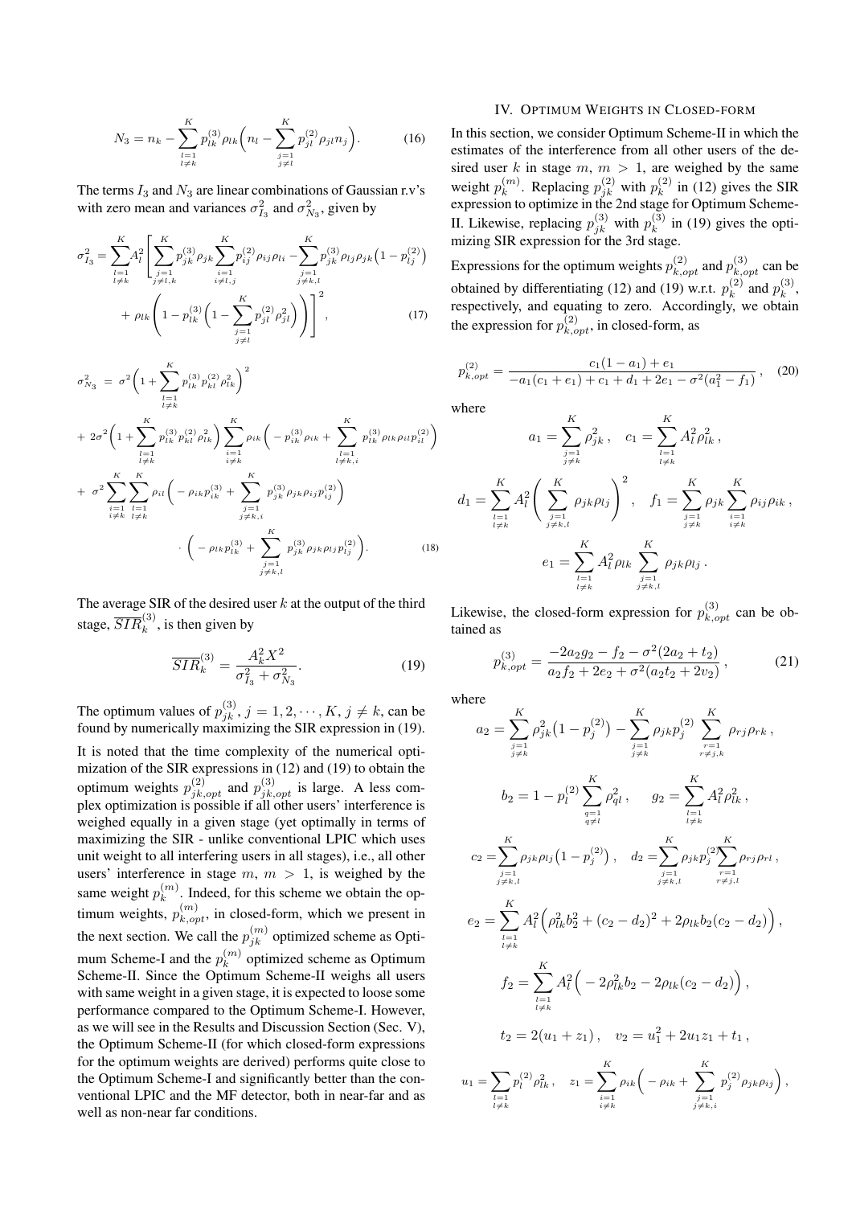$$N_3 = n_k - \sum_{\substack{l=1 \\ l \neq k}}^{K} p_{lk}^{(3)} \rho_{lk} \Big( n_l - \sum_{\substack{j=1 \\ j \neq l}}^{K} p_{jl}^{(2)} \rho_{jl} n_j \Big). \tag{16}$$

The terms $I_3$ and $N_3$ are linear combinations of Gaussian r.v's with zero mean and variances $\sigma_{I_3}^2$ and $\sigma_{N_3}^2$, given by

$$\sigma_{I_3}^2 = \sum_{\substack{l=1 \\ l \neq k}}^{K} A_l^2 \Bigg[ \sum_{\substack{j=1 \\ j \neq l,k}}^{K} p_{jk}^{(3)} \rho_{jk} \sum_{\substack{i=1 \\ i \neq l,j}}^{K} p_{ij}^{(2)} \rho_{ij} \rho_{li} - \sum_{\substack{j=1 \\ j \neq k,l}}^{K} p_{jk}^{(3)} \rho_{lj} \rho_{jk} \big(1 - p_{lj}^{(2)}\big) + \rho_{lk} \Bigg( 1 - p_{lk}^{(3)} \Big( 1 - \sum_{\substack{j=1 \\ j \neq l}}^{K} p_{jl}^{(2)} \rho_{jl}^2 \Big) \Bigg) \Bigg]^2, \tag{17}$$

$$\begin{aligned}
\sigma_{N_3}^2 \;=\; & \sigma^2 \Big( 1 + \sum_{\substack{l=1 \\ l \neq k}}^{K} p_{lk}^{(3)} p_{kl}^{(2)} \rho_{lk}^2 \Big)^2 \\
& + 2\sigma^2 \Big( 1 + \sum_{\substack{l=1 \\ l \neq k}}^{K} p_{lk}^{(3)} p_{kl}^{(2)} \rho_{lk}^2 \Big) \sum_{\substack{i=1 \\ i \neq k}}^{K} \rho_{ik} \Big( - p_{ik}^{(3)} \rho_{ik} + \sum_{\substack{l=1 \\ l \neq k,i}}^{K} p_{lk}^{(3)} \rho_{lk} \rho_{il} p_{il}^{(2)} \Big) \\
& + \sigma^2 \sum_{\substack{i=1 \\ i \neq k}}^{K} \sum_{\substack{l=1 \\ l \neq k}}^{K} \rho_{il} \Big( - \rho_{ik} p_{ik}^{(3)} + \sum_{\substack{j=1 \\ j \neq k,i}}^{K} p_{jk}^{(3)} \rho_{jk} \rho_{ij} p_{ij}^{(2)} \Big) \\
& \qquad \cdot \Big( - \rho_{lk} p_{lk}^{(3)} + \sum_{\substack{j=1 \\ j \neq k,l}}^{K} p_{jk}^{(3)} \rho_{jk} \rho_{lj} p_{lj}^{(2)} \Big).
\end{aligned} \tag{18}$$

The average SIR of the desired user $k$ at the output of the third stage, $\overline{SIR}_k^{(3)}$, is then given by

$$\overline{SIR}_k^{(3)} = \frac{A_k^2 X^2}{\sigma_{I_3}^2 + \sigma_{N_3}^2}. \tag{19}$$

The optimum values of $p_{jk}^{(3)}$, $j = 1, 2, \cdots, K$, $j \neq k$, can be found by numerically maximizing the SIR expression in (19).

It is noted that the time complexity of the numerical optimization of the SIR expressions in (12) and (19) to obtain the optimum weights $p_{jk,opt}^{(2)}$ and $p_{jk,opt}^{(3)}$ is large. A less complex optimization is possible if all other users' interference is weighed equally in a given stage (yet optimally in terms of maximizing the SIR - unlike conventional LPIC which uses unit weight to all interfering users in all stages), i.e., all other users' interference in stage $m$, $m > 1$, is weighed by the same weight $p_k^{(m)}$. Indeed, for this scheme we obtain the optimum weights, $p_{k,opt}^{(m)}$, in closed-form, which we present in the next section. We call the $p_{jk}^{(m)}$ optimized scheme as Optimum Scheme-I and the $p_k^{(m)}$ optimized scheme as Optimum Scheme-II. Since the Optimum Scheme-II weighs all users with same weight in a given stage, it is expected to loose some performance compared to the Optimum Scheme-I. However, as we will see in the Results and Discussion Section (Sec. V), the Optimum Scheme-II (for which closed-form expressions for the optimum weights are derived) performs quite close to the Optimum Scheme-I and significantly better than the conventional LPIC and the MF detector, both in near-far and as well as non-near far conditions.

## IV. Optimum Weights in Closed-form

In this section, we consider Optimum Scheme-II in which the estimates of the interference from all other users of the desired user $k$ in stage $m$, $m > 1$, are weighed by the same weight $p_k^{(m)}$. Replacing $p_{jk}^{(2)}$ with $p_k^{(2)}$ in (12) gives the SIR expression to optimize in the 2nd stage for Optimum Scheme-II. Likewise, replacing $p_{jk}^{(3)}$ with $p_k^{(3)}$ in (19) gives the optimizing SIR expression for the 3rd stage.

Expressions for the optimum weights $p_{k,opt}^{(2)}$ and $p_{k,opt}^{(3)}$ can be obtained by differentiating (12) and (19) w.r.t. $p_k^{(2)}$ and $p_k^{(3)}$, respectively, and equating to zero. Accordingly, we obtain the expression for $p_{k,opt}^{(2)}$, in closed-form, as

$$p_{k,opt}^{(2)} = \frac{c_1(1 - a_1) + e_1}{-a_1(c_1 + e_1) + c_1 + d_1 + 2e_1 - \sigma^2(a_1^2 - f_1)}, \tag{20}$$

where

$$a_1 = \sum_{\substack{j=1 \\ j \neq k}}^{K} \rho_{jk}^2, \quad c_1 = \sum_{\substack{l=1 \\ l \neq k}}^{K} A_l^2 \rho_{lk}^2,$$

$$d_1 = \sum_{\substack{l=1 \\ l \neq k}}^{K} A_l^2 \Bigg( \sum_{\substack{j=1 \\ j \neq k,l}}^{K} \rho_{jk} \rho_{lj} \Bigg)^2, \quad f_1 = \sum_{\substack{j=1 \\ j \neq k}}^{K} \rho_{jk} \sum_{\substack{i=1 \\ i \neq k}}^{K} \rho_{ij} \rho_{ik},$$

$$e_1 = \sum_{\substack{l=1 \\ l \neq k}}^{K} A_l^2 \rho_{lk} \sum_{\substack{j=1 \\ j \neq k,l}}^{K} \rho_{jk} \rho_{lj}.$$

Likewise, the closed-form expression for $p_{k,opt}^{(3)}$ can be obtained as

$$p_{k,opt}^{(3)} = \frac{-2a_2 g_2 - f_2 - \sigma^2(2a_2 + t_2)}{a_2 f_2 + 2e_2 + \sigma^2(a_2 t_2 + 2v_2)}, \tag{21}$$

where

$$a_2 = \sum_{\substack{j=1 \\ j \neq k}}^{K} \rho_{jk}^2 \big(1 - p_j^{(2)}\big) - \sum_{\substack{j=1 \\ j \neq k}}^{K} \rho_{jk} p_j^{(2)} \sum_{\substack{r=1 \\ r \neq j,k}}^{K} \rho_{rj} \rho_{rk},$$

$$b_2 = 1 - p_l^{(2)} \sum_{\substack{q=1 \\ q \neq l}}^{K} \rho_{ql}^2, \qquad g_2 = \sum_{\substack{l=1 \\ l \neq k}}^{K} A_l^2 \rho_{lk}^2,$$

$$c_2 = \sum_{\substack{j=1 \\ j \neq k,l}}^{K} \rho_{jk} \rho_{lj} \big(1 - p_j^{(2)}\big), \quad d_2 = \sum_{\substack{j=1 \\ j \neq k,l}}^{K} \rho_{jk} p_j^{(2)} \sum_{\substack{r=1 \\ r \neq j,l}}^{K} \rho_{rj} \rho_{rl},$$

$$e_2 = \sum_{\substack{l=1 \\ l \neq k}}^{K} A_l^2 \Big( \rho_{lk}^2 b_2^2 + (c_2 - d_2)^2 + 2\rho_{lk} b_2 (c_2 - d_2) \Big),$$

$$f_2 = \sum_{\substack{l=1 \\ l \neq k}}^{K} A_l^2 \Big( -2\rho_{lk}^2 b_2 - 2\rho_{lk}(c_2 - d_2) \Big),$$

$$t_2 = 2(u_1 + z_1), \quad v_2 = u_1^2 + 2u_1 z_1 + t_1,$$

$$u_1 = \sum_{\substack{l=1 \\ l \neq k}} p_l^{(2)} \rho_{lk}^2, \quad z_1 = \sum_{\substack{i=1 \\ i \neq k}}^{K} \rho_{ik} \Big( -\rho_{ik} + \sum_{\substack{j=1 \\ j \neq k,i}}^{K} p_j^{(2)} \rho_{jk} \rho_{ij} \Big),$$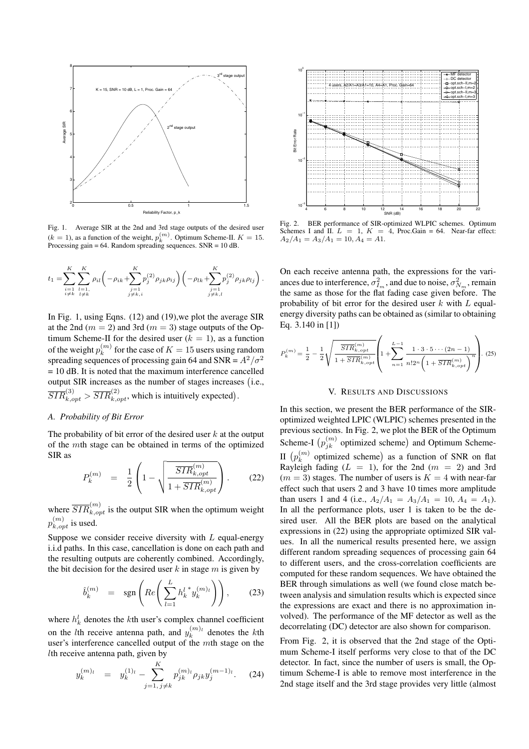Fig. 1. Average SIR at the 2nd and 3rd stage outputs of the desired user ($k = 1$), as a function of the weight, $p_k^{(m)}$. Optimum Scheme-II. $K = 15$. Processing gain = 64. Random spreading sequences. SNR = 10 dB.

$$t_1 = \sum_{\substack{i=1 \\ i \neq k}}^{K} \sum_{\substack{l=1, \\ l \neq k}}^{K} \rho_{il} \Big( -\rho_{ik} + \sum_{\substack{j=1 \\ j \neq k, i}}^{K} p_j^{(2)} \rho_{jk} \rho_{ij} \Big) \Big( -\rho_{lk} + \sum_{\substack{j=1 \\ j \neq k, l}}^{K} p_j^{(2)} \rho_{jk} \rho_{lj} \Big).$$

In Fig. 1, using Eqns. (12) and (19),we plot the average SIR at the 2nd ($m = 2$) and 3rd ($m = 3$) stage outputs of the Optimum Scheme-II for the desired user ($k = 1$), as a function of the weight $p_k^{(m)}$ for the case of $K = 15$ users using random spreading sequences of processing gain 64 and SNR = $A^2/\sigma^2$ = 10 dB. It is noted that the maximum interference cancelled output SIR increases as the number of stages increases (i.e., $\overline{SIR}_{k,opt}^{(3)} > \overline{SIR}_{k,opt}^{(2)}$, which is intuitively expected).

### A. Probability of Bit Error

The probability of bit error of the desired user $k$ at the output of the $m$th stage can be obtained in terms of the optimized SIR as

$$P_k^{(m)} = \frac{1}{2} \left( 1 - \sqrt{\frac{\overline{SIR}_{k,opt}^{(m)}}{1 + \overline{SIR}_{k,opt}^{(m)}}} \right). \quad (22)$$

where $\overline{SIR}_{k,opt}^{(m)}$ is the output SIR when the optimum weight $p_{k,opt}^{(m)}$ is used.

Suppose we consider receive diversity with $L$ equal-energy i.i.d paths. In this case, cancellation is done on each path and the resulting outputs are coherently combined. Accordingly, the bit decision for the desired user $k$ in stage $m$ is given by

$$\hat{b}_k^{(m)} = \text{sgn}\left( Re\left( \sum_{l=1}^{L} h_k^{l\,*} y_k^{(m)_l} \right) \right), \quad (23)$$

where $h_k^l$ denotes the $k$th user's complex channel coefficient on the $l$th receive antenna path, and $y_k^{(m)_l}$ denotes the $k$th user's interference cancelled output of the $m$th stage on the $l$th receive antenna path, given by

$$y_k^{(m)_l} = y_k^{(1)_l} - \sum_{j=1, j \neq k}^{K} p_{jk}^{(m)_l} \rho_{jk} y_j^{(m-1)_l}. \quad (24)$$

Fig. 2. BER performance of SIR-optimized WLPIC schemes. Optimum Schemes I and II. $L = 1$, $K = 4$, Proc.Gain = 64. Near-far effect: $A_2/A_1 = A_3/A_1 = 10$, $A_4 = A1$.

On each receive antenna path, the expressions for the variances due to interference, $\sigma_{I_m}^2$, and due to noise, $\sigma_{N_m}^2$, remain the same as those for the flat fading case given before. The probability of bit error for the desired user $k$ with $L$ equal-energy diversity paths can be obtained as (similar to obtaining Eq. 3.140 in [1])

$$P_k^{(m)} = \frac{1}{2} - \frac{1}{2}\sqrt{\frac{\overline{SIR}_{k,opt}^{(m)}}{1 + \overline{SIR}_{k,opt}^{(m)}}} \left( 1 + \sum_{n=1}^{L-1} \frac{1 \cdot 3 \cdot 5 \cdots (2n-1)}{n! 2^n \left(1 + \overline{SIR}_{k,opt}^{(m)}\right)^n} \right). \quad (25)$$

## V. Results and Discussions

In this section, we present the BER performance of the SIR-optimized weighted LPIC (WLPIC) schemes presented in the previous sections. In Fig. 2, we plot the BER of the Optimum Scheme-I ($p_{jk}^{(m)}$ optimized scheme) and Optimum Scheme-II ($p_k^{(m)}$ optimized scheme) as a function of SNR on flat Rayleigh fading ($L = 1$), for the 2nd ($m = 2$) and 3rd ($m = 3$) stages. The number of users is $K = 4$ with near-far effect such that users 2 and 3 have 10 times more amplitude than users 1 and 4 (i.e., $A_2/A_1 = A_3/A_1 = 10$, $A_4 = A_1$). In all the performance plots, user 1 is taken to be the desired user. All the BER plots are based on the analytical expressions in (22) using the appropriate optimized SIR values. In all the numerical results presented here, we assign different random spreading sequences of processing gain 64 to different users, and the cross-correlation coefficients are computed for these random sequences. We have obtained the BER through simulations as well (we found close match between analysis and simulation results which is expected since the expressions are exact and there is no approximation involved). The performance of the MF detector as well as the decorrelating (DC) detector are also shown for comparison.

From Fig. 2, it is observed that the 2nd stage of the Optimum Scheme-I itself performs very close to that of the DC detector. In fact, since the number of users is small, the Optimum Scheme-I is able to remove most interference in the 2nd stage itself and the 3rd stage provides very little (almost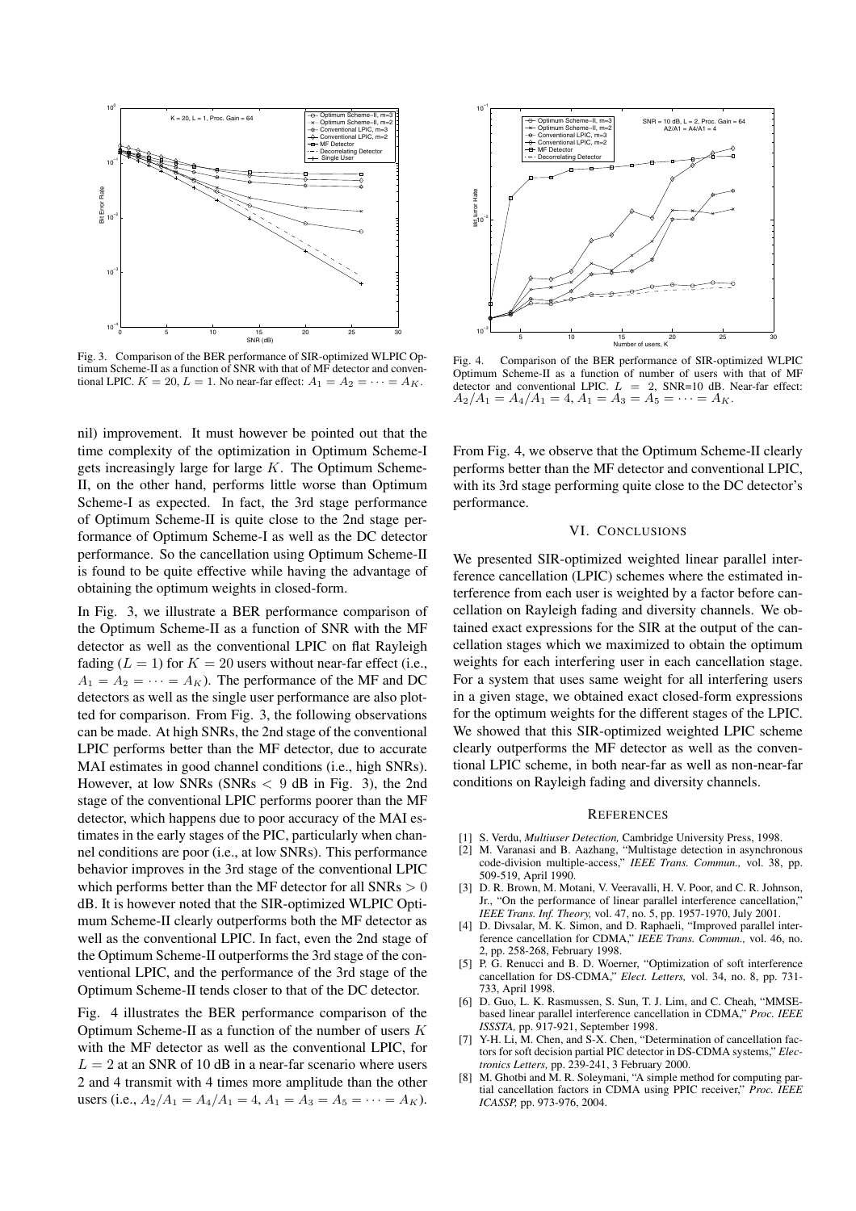K = 20, L = 1, Proc. Gain = 64

Optimum Scheme–II, m=3
Optimum Scheme–II, m=2
Conventional LPIC, m=3
Conventional LPIC, m=2
MF Detector
Decorrelating Detector
Single User

Bit Error Rate

SNR (dB)

Fig. 3. Comparison of the BER performance of SIR-optimized WLPIC Optimum Scheme-II as a function of SNR with that of MF detector and conventional LPIC. $K = 20$, $L = 1$. No near-far effect: $A_1 = A_2 = \cdots = A_K$.

Optimum Scheme–II, m=3
Optimum Scheme–II, m=2
Conventional LPIC, m=3
Conventional LPIC, m=2
MF Detector
Decorrelating Detector

SNR = 10 dB, L = 2, Proc. Gain = 64
A2/A1 = A4/A1 = 4

Bit Error Rate

Number of users, K

Fig. 4. Comparison of the BER performance of SIR-optimized WLPIC Optimum Scheme-II as a function of number of users with that of MF detector and conventional LPIC. $L = 2$, SNR=10 dB. Near-far effect: $A_2/A_1 = A_4/A_1 = 4$, $A_1 = A_3 = A_5 = \cdots = A_K$.

nil) improvement. It must however be pointed out that the time complexity of the optimization in Optimum Scheme-I gets increasingly large for large $K$. The Optimum Scheme-II, on the other hand, performs little worse than Optimum Scheme-I as expected. In fact, the 3rd stage performance of Optimum Scheme-II is quite close to the 2nd stage performance of Optimum Scheme-I as well as the DC detector performance. So the cancellation using Optimum Scheme-II is found to be quite effective while having the advantage of obtaining the optimum weights in closed-form.

In Fig. 3, we illustrate a BER performance comparison of the Optimum Scheme-II as a function of SNR with the MF detector as well as the conventional LPIC on flat Rayleigh fading ($L = 1$) for $K = 20$ users without near-far effect (i.e., $A_1 = A_2 = \cdots = A_K$). The performance of the MF and DC detectors as well as the single user performance are also plotted for comparison. From Fig. 3, the following observations can be made. At high SNRs, the 2nd stage of the conventional LPIC performs better than the MF detector, due to accurate MAI estimates in good channel conditions (i.e., high SNRs). However, at low SNRs (SNRs $<$ 9 dB in Fig. 3), the 2nd stage of the conventional LPIC performs poorer than the MF detector, which happens due to poor accuracy of the MAI estimates in the early stages of the PIC, particularly when channel conditions are poor (i.e., at low SNRs). This performance behavior improves in the 3rd stage of the conventional LPIC which performs better than the MF detector for all SNRs $> 0$ dB. It is however noted that the SIR-optimized WLPIC Optimum Scheme-II clearly outperforms both the MF detector as well as the conventional LPIC. In fact, even the 2nd stage of the Optimum Scheme-II outperforms the 3rd stage of the conventional LPIC, and the performance of the 3rd stage of the Optimum Scheme-II tends closer to that of the DC detector.

Fig. 4 illustrates the BER performance comparison of the Optimum Scheme-II as a function of the number of users $K$ with the MF detector as well as the conventional LPIC, for $L = 2$ at an SNR of 10 dB in a near-far scenario where users 2 and 4 transmit with 4 times more amplitude than the other users (i.e., $A_2/A_1 = A_4/A_1 = 4$, $A_1 = A_3 = A_5 = \cdots = A_K$). From Fig. 4, we observe that the Optimum Scheme-II clearly performs better than the MF detector and conventional LPIC, with its 3rd stage performing quite close to the DC detector's performance.

## VI. Conclusions

We presented SIR-optimized weighted linear parallel interference cancellation (LPIC) schemes where the estimated interference from each user is weighted by a factor before cancellation on Rayleigh fading and diversity channels. We obtained exact expressions for the SIR at the output of the cancellation stages which we maximized to obtain the optimum weights for each interfering user in each cancellation stage. For a system that uses same weight for all interfering users in a given stage, we obtained exact closed-form expressions for the optimum weights for the different stages of the LPIC. We showed that this SIR-optimized weighted LPIC scheme clearly outperforms the MF detector as well as the conventional LPIC scheme, in both near-far as well as non-near-far conditions on Rayleigh fading and diversity channels.

## References

[1] S. Verdu, *Multiuser Detection,* Cambridge University Press, 1998.

[2] M. Varanasi and B. Aazhang, "Multistage detection in asynchronous code-division multiple-access," *IEEE Trans. Commun.,* vol. 38, pp. 509-519, April 1990.

[3] D. R. Brown, M. Motani, V. Veeravalli, H. V. Poor, and C. R. Johnson, Jr., "On the performance of linear parallel interference cancellation," *IEEE Trans. Inf. Theory,* vol. 47, no. 5, pp. 1957-1970, July 2001.

[4] D. Divsalar, M. K. Simon, and D. Raphaeli, "Improved parallel interference cancellation for CDMA," *IEEE Trans. Commun.,* vol. 46, no. 2, pp. 258-268, February 1998.

[5] P. G. Renucci and B. D. Woerner, "Optimization of soft interference cancellation for DS-CDMA," *Elect. Letters,* vol. 34, no. 8, pp. 731-733, April 1998.

[6] D. Guo, L. K. Rasmussen, S. Sun, T. J. Lim, and C. Cheah, "MMSE-based linear parallel interference cancellation in CDMA," *Proc. IEEE ISSSTA,* pp. 917-921, September 1998.

[7] Y-H. Li, M. Chen, and S-X. Chen, "Determination of cancellation factors for soft decision partial PIC detector in DS-CDMA systems," *Electronics Letters,* pp. 239-241, 3 February 2000.

[8] M. Ghotbi and M. R. Soleymani, "A simple method for computing partial cancellation factors in CDMA using PPIC receiver," *Proc. IEEE ICASSP,* pp. 973-976, 2004.